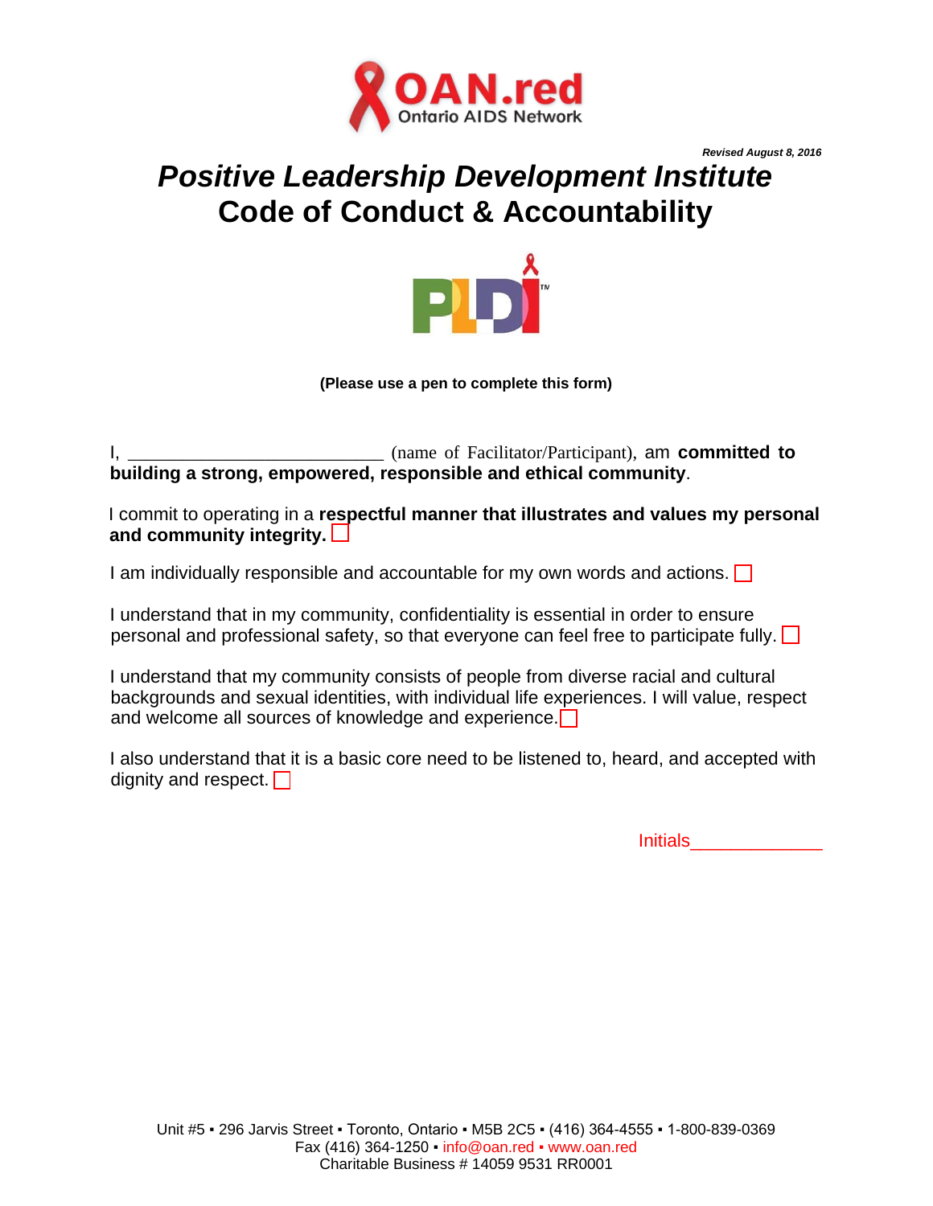OAN.red
Ontario AIDS Network

*Revised August 8, 2016*

# *Positive Leadership Development Institute*
# Code of Conduct & Accountability

**(Please use a pen to complete this form)**

I, ___________________________ (name of Facilitator/Participant), am **committed to building a strong, empowered, responsible and ethical community**.

I commit to operating in a **respectful manner that illustrates and values my personal and community integrity.** ☐

I am individually responsible and accountable for my own words and actions. ☐

I understand that in my community, confidentiality is essential in order to ensure personal and professional safety, so that everyone can feel free to participate fully. ☐

I understand that my community consists of people from diverse racial and cultural backgrounds and sexual identities, with individual life experiences. I will value, respect and welcome all sources of knowledge and experience. ☐

I also understand that it is a basic core need to be listened to, heard, and accepted with dignity and respect. ☐

Initials_____________

Unit #5 ▪ 296 Jarvis Street ▪ Toronto, Ontario ▪ M5B 2C5 ▪ (416) 364-4555 ▪ 1-800-839-0369
Fax (416) 364-1250 ▪ info@oan.red ▪ www.oan.red
Charitable Business # 14059 9531 RR0001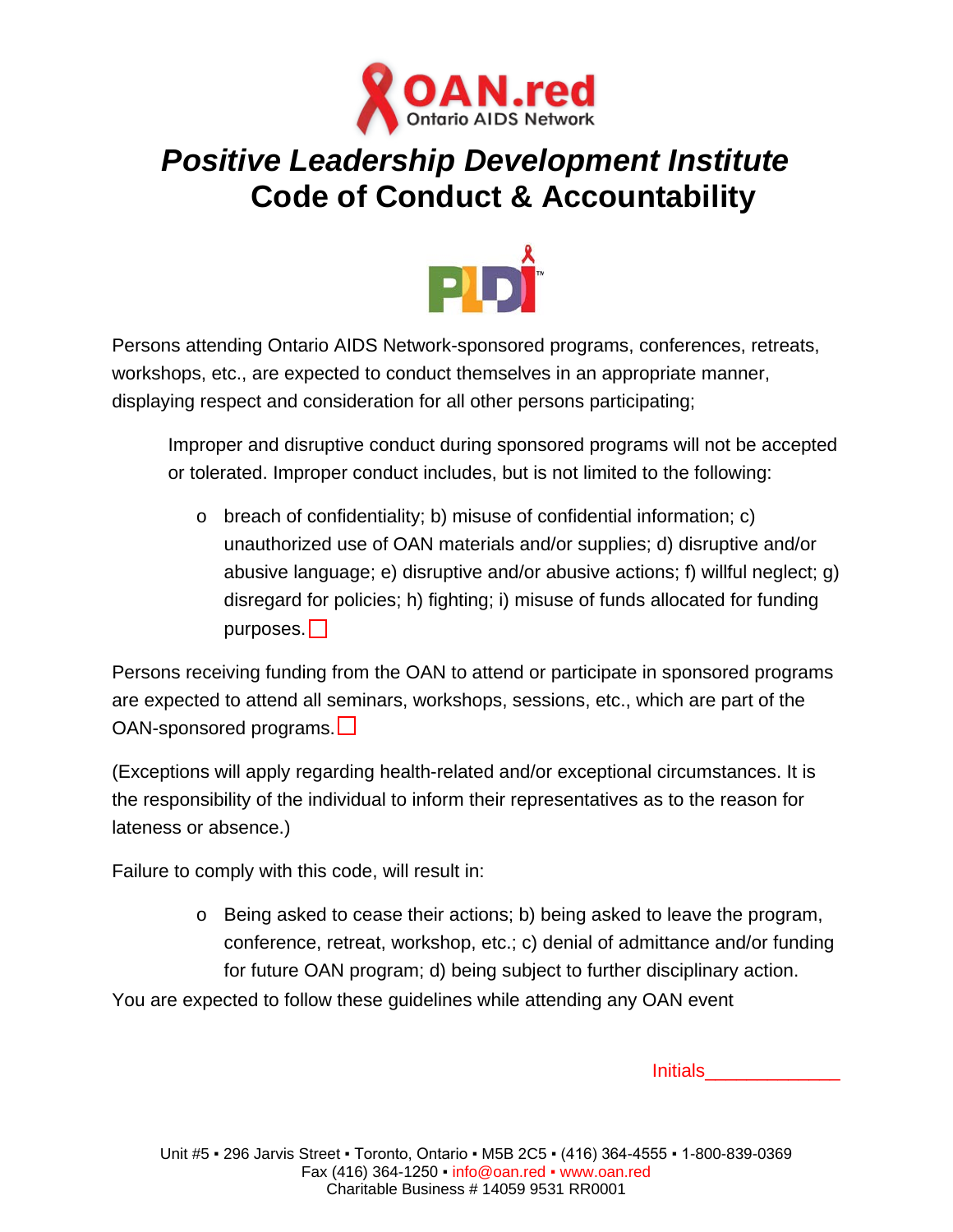# *Positive Leadership Development Institute*
# Code of Conduct & Accountability

Persons attending Ontario AIDS Network-sponsored programs, conferences, retreats, workshops, etc., are expected to conduct themselves in an appropriate manner, displaying respect and consideration for all other persons participating;

> Improper and disruptive conduct during sponsored programs will not be accepted or tolerated. Improper conduct includes, but is not limited to the following:
>
> - breach of confidentiality; b) misuse of confidential information; c) unauthorized use of OAN materials and/or supplies; d) disruptive and/or abusive language; e) disruptive and/or abusive actions; f) willful neglect; g) disregard for policies; h) fighting; i) misuse of funds allocated for funding purposes. ☐

Persons receiving funding from the OAN to attend or participate in sponsored programs are expected to attend all seminars, workshops, sessions, etc., which are part of the OAN-sponsored programs. ☐

(Exceptions will apply regarding health-related and/or exceptional circumstances. It is the responsibility of the individual to inform their representatives as to the reason for lateness or absence.)

Failure to comply with this code, will result in:

- Being asked to cease their actions; b) being asked to leave the program, conference, retreat, workshop, etc.; c) denial of admittance and/or funding for future OAN program; d) being subject to further disciplinary action.

You are expected to follow these guidelines while attending any OAN event

Initials_____________

Unit #5 ▪ 296 Jarvis Street ▪ Toronto, Ontario ▪ M5B 2C5 ▪ (416) 364-4555 ▪ 1-800-839-0369
Fax (416) 364-1250 ▪ info@oan.red ▪ www.oan.red
Charitable Business # 14059 9531 RR0001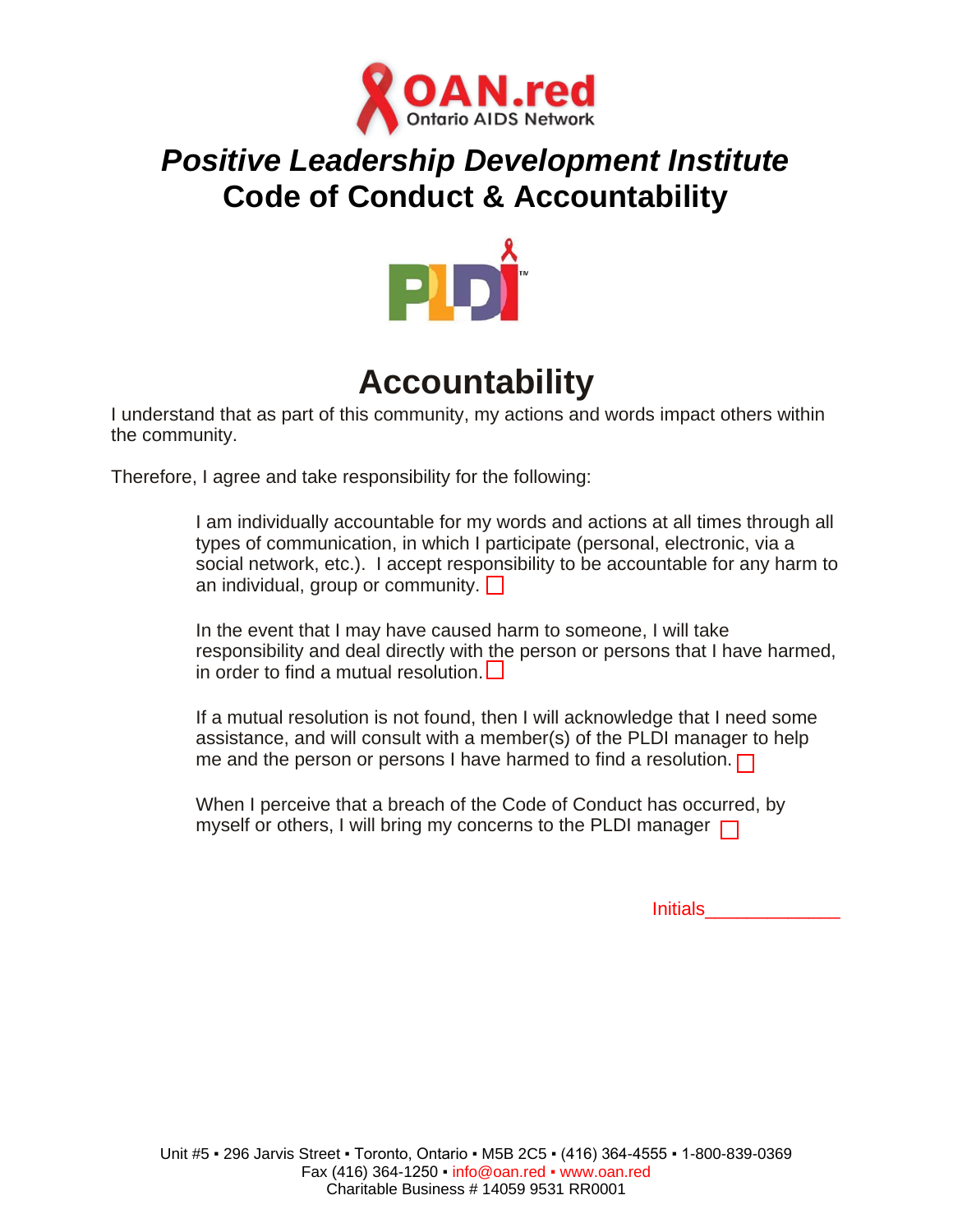# *Positive Leadership Development Institute*
# Code of Conduct & Accountability

## Accountability

I understand that as part of this community, my actions and words impact others within the community.

Therefore, I agree and take responsibility for the following:

> I am individually accountable for my words and actions at all times through all types of communication, in which I participate (personal, electronic, via a social network, etc.). I accept responsibility to be accountable for any harm to an individual, group or community. ☐
>
> In the event that I may have caused harm to someone, I will take responsibility and deal directly with the person or persons that I have harmed, in order to find a mutual resolution. ☐
>
> If a mutual resolution is not found, then I will acknowledge that I need some assistance, and will consult with a member(s) of the PLDI manager to help me and the person or persons I have harmed to find a resolution. ☐
>
> When I perceive that a breach of the Code of Conduct has occurred, by myself or others, I will bring my concerns to the PLDI manager ☐

Initials_____________

Unit #5 ▪ 296 Jarvis Street ▪ Toronto, Ontario ▪ M5B 2C5 ▪ (416) 364-4555 ▪ 1-800-839-0369
Fax (416) 364-1250 ▪ info@oan.red ▪ www.oan.red
Charitable Business # 14059 9531 RR0001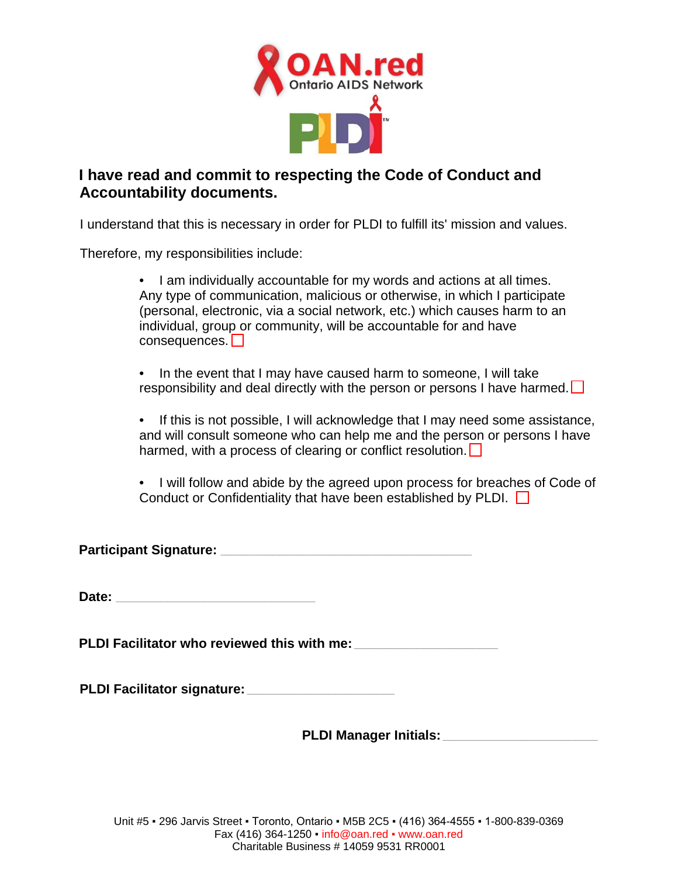## I have read and commit to respecting the Code of Conduct and Accountability documents.

I understand that this is necessary in order for PLDI to fulfill its' mission and values.

Therefore, my responsibilities include:

- I am individually accountable for my words and actions at all times. Any type of communication, malicious or otherwise, in which I participate (personal, electronic, via a social network, etc.) which causes harm to an individual, group or community, will be accountable for and have consequences. ☐

- In the event that I may have caused harm to someone, I will take responsibility and deal directly with the person or persons I have harmed. ☐

- If this is not possible, I will acknowledge that I may need some assistance, and will consult someone who can help me and the person or persons I have harmed, with a process of clearing or conflict resolution. ☐

- I will follow and abide by the agreed upon process for breaches of Code of Conduct or Confidentiality that have been established by PLDI. ☐

**Participant Signature:** ___________________________________

**Date:** ____________________________

**PLDI Facilitator who reviewed this with me:** ____________________

**PLDI Facilitator signature:** ____________________

**PLDI Manager Initials:** ____________________

Unit #5 ▪ 296 Jarvis Street ▪ Toronto, Ontario ▪ M5B 2C5 ▪ (416) 364-4555 ▪ 1-800-839-0369
Fax (416) 364-1250 ▪ info@oan.red ▪ www.oan.red
Charitable Business # 14059 9531 RR0001